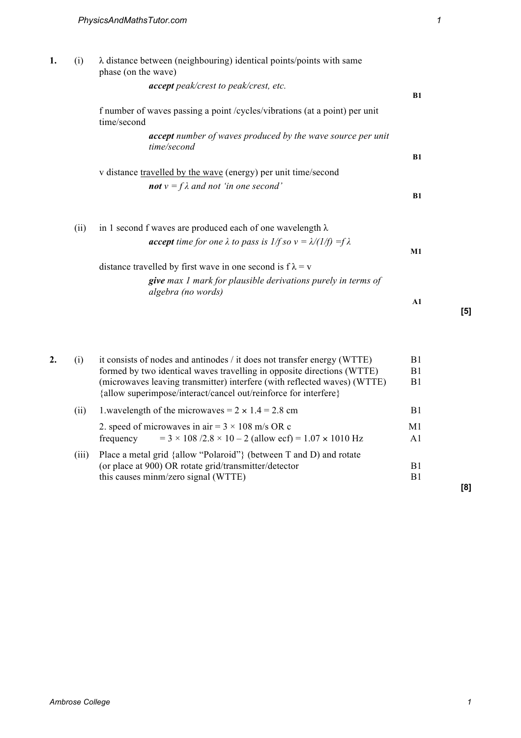**1.** (i) $\lambda$ distance between (neighbouring) identical points/points with same phase (on the wave)

*accept peak/crest to peak/crest, etc.* **B1**

f number of waves passing a point /cycles/vibrations (at a point) per unit time/second

*accept number of waves produced by the wave source per unit time/second* **B1**

v distance travelled by the wave (energy) per unit time/second

*not $v = f\lambda$ and not 'in one second'* **B1**

(ii) in 1 second f waves are produced each of one wavelength $\lambda$

*accept time for one $\lambda$ to pass is $1/f$ so $v = \lambda/(1/f) = f\lambda$* **M1**

distance travelled by first wave in one second is $f\lambda = v$

*give max 1 mark for plausible derivations purely in terms of algebra (no words)* **A1**

**[5]**

**2.** (i) it consists of nodes and antinodes / it does not transfer energy (WTTE) B1
formed by two identical waves travelling in opposite directions (WTTE) B1
(microwaves leaving transmitter) interfere (with reflected waves) (WTTE) B1
{allow superimpose/interact/cancel out/reinforce for interfere}

(ii) 1.wavelength of the microwaves = $2 \times 1.4 = 2.8$ cm B1

2. speed of microwaves in air = $3 \times 108$ m/s OR c M1
frequency = $3 \times 108 / 2.8 \times 10 - 2$ (allow ecf) = $1.07 \times 1010$ Hz A1

(iii) Place a metal grid {allow "Polaroid"} (between T and D) and rotate (or place at 900) OR rotate grid/transmitter/detector B1
this causes minm/zero signal (WTTE) B1

**[8]**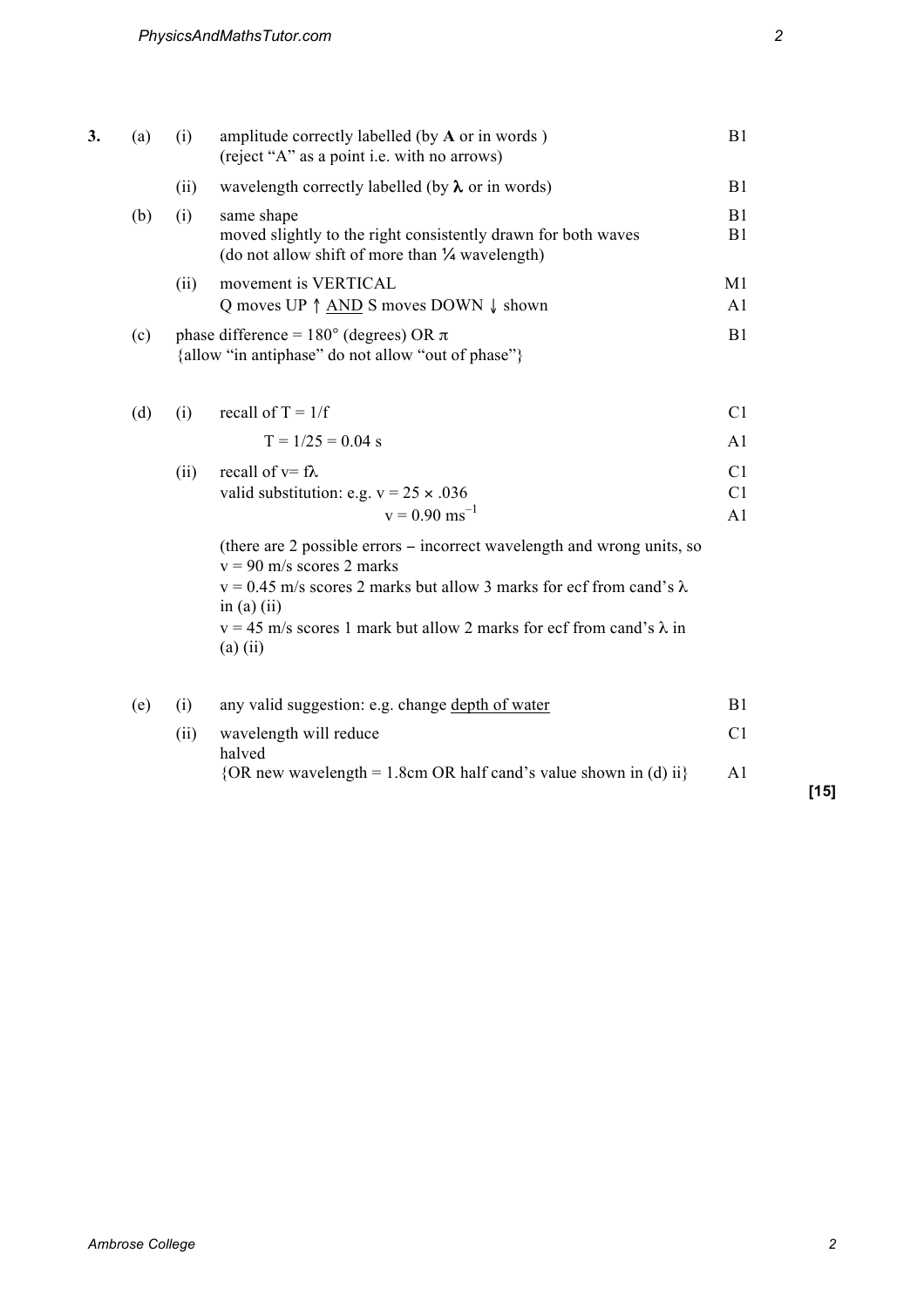| | | | | |
|---|---|---|---|---|
| **3.** | (a) | (i) | amplitude correctly labelled (by **A** or in words ) (reject "A" as a point i.e. with no arrows) | B1 |
| | | (ii) | wavelength correctly labelled (by $\lambda$ or in words) | B1 |
| | (b) | (i) | same shape | B1 |
| | | | moved slightly to the right consistently drawn for both waves (do not allow shift of more than ¼ wavelength) | B1 |
| | | (ii) | movement is VERTICAL | M1 |
| | | | Q moves UP ↑ AND S moves DOWN ↓ shown | A1 |
| | (c) | | phase difference = 180° (degrees) OR $\pi$ {allow "in antiphase" do not allow "out of phase"} | B1 |
| | (d) | (i) | recall of $T = 1/f$ | C1 |
| | | | $T = 1/25 = 0.04$ s | A1 |
| | | (ii) | recall of $v = f\lambda$ | C1 |
| | | | valid substitution: e.g. $v = 25 \times .036$ | C1 |
| | | | $v = 0.90$ ms$^{-1}$ | A1 |
| | | | (there are 2 possible errors – incorrect wavelength and wrong units, so $v = 90$ m/s scores 2 marks; $v = 0.45$ m/s scores 2 marks but allow 3 marks for ecf from cand's $\lambda$ in (a) (ii); $v = 45$ m/s scores 1 mark but allow 2 marks for ecf from cand's $\lambda$ in (a) (ii) | |
| | (e) | (i) | any valid suggestion: e.g. change depth of water | B1 |
| | | (ii) | wavelength will reduce | C1 |
| | | | halved {OR new wavelength = 1.8cm OR half cand's value shown in (d) ii} | A1 |

**[15]**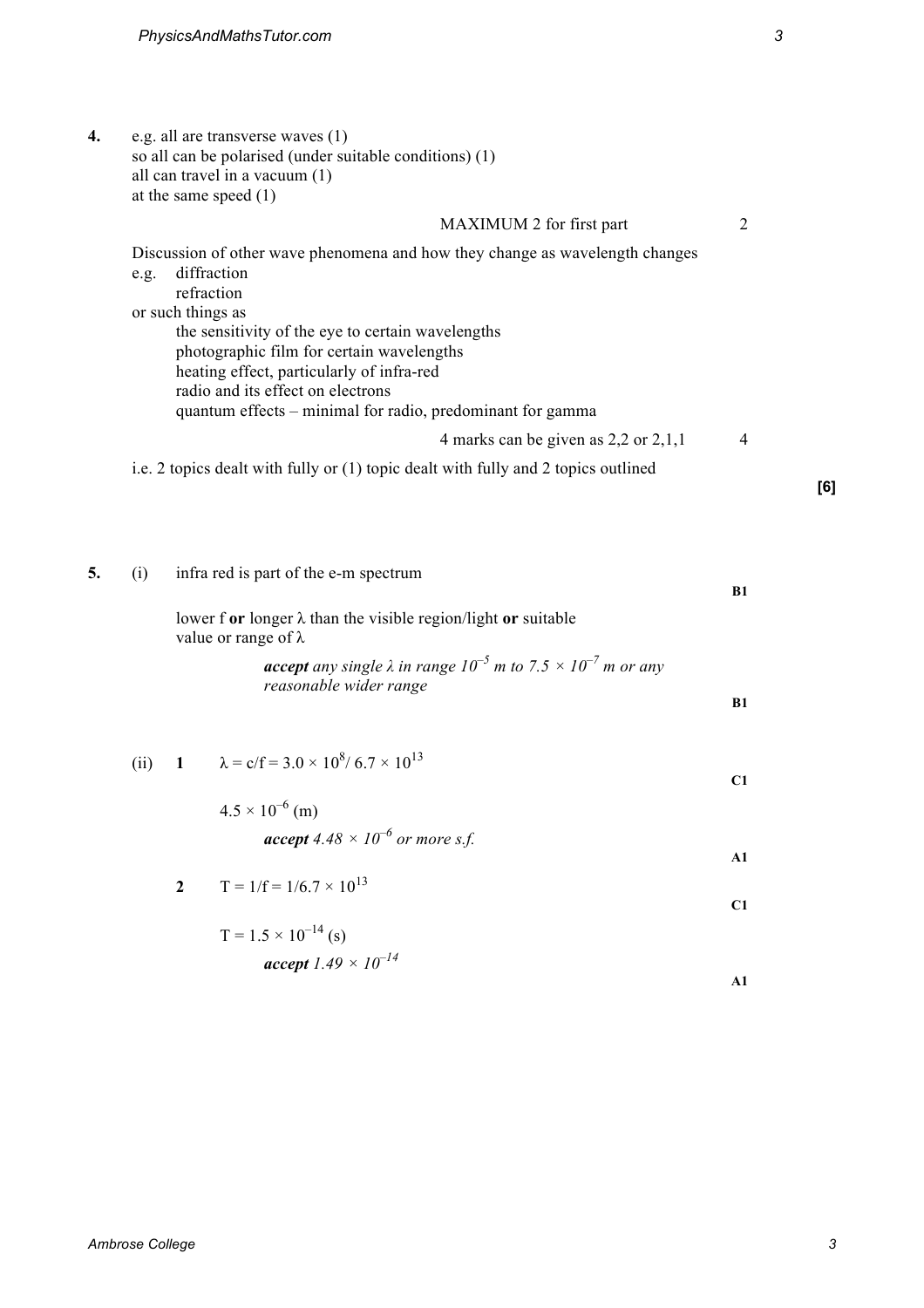**4.** e.g. all are transverse waves (1)
so all can be polarised (under suitable conditions) (1)
all can travel in a vacuum (1)
at the same speed (1)

MAXIMUM 2 for first part — 2

Discussion of other wave phenomena and how they change as wavelength changes
e.g. diffraction
refraction
or such things as
the sensitivity of the eye to certain wavelengths
photographic film for certain wavelengths
heating effect, particularly of infra-red
radio and its effect on electrons
quantum effects – minimal for radio, predominant for gamma

4 marks can be given as 2,2 or 2,1,1 — 4

i.e. 2 topics dealt with fully or (1) topic dealt with fully and 2 topics outlined

**[6]**

**5.** (i) infra red is part of the e-m spectrum — **B1**

lower f **or** longer $\lambda$ than the visible region/light **or** suitable value or range of $\lambda$

***accept*** *any single $\lambda$ in range $10^{-5}$ m to $7.5 \times 10^{-7}$ m or any reasonable wider range* — **B1**

(ii) **1** $\lambda = c/f = 3.0 \times 10^8 / 6.7 \times 10^{13}$ — **C1**

$4.5 \times 10^{-6}$ (m)

***accept*** *$4.48 \times 10^{-6}$ or more s.f.* — **A1**

**2** $T = 1/f = 1/6.7 \times 10^{13}$ — **C1**

$T = 1.5 \times 10^{-14}$ (s)

***accept*** *$1.49 \times 10^{-14}$* — **A1**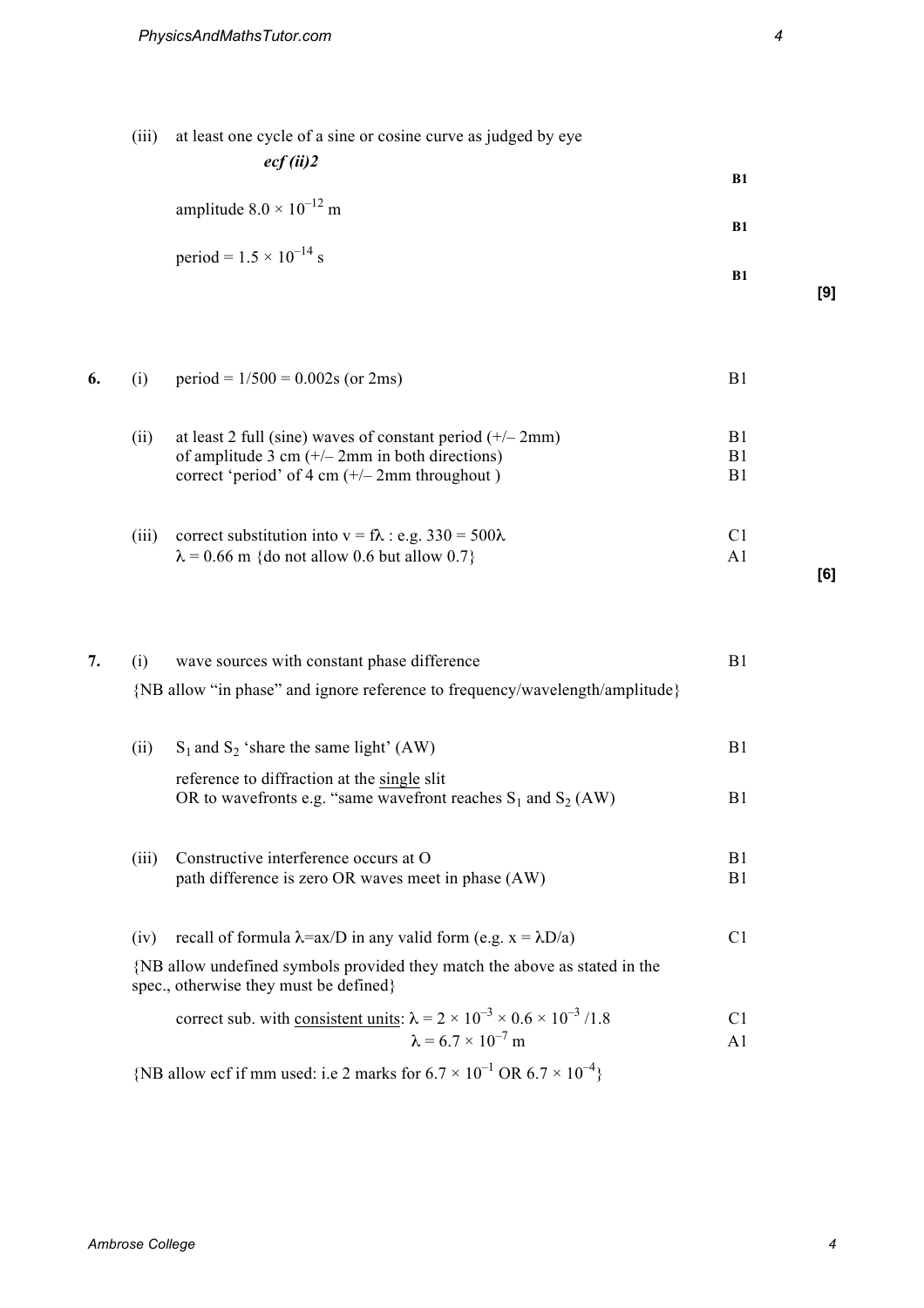(iii) at least one cycle of a sine or cosine curve as judged by eye **B1**

*ecf (ii)2*

amplitude $8.0 \times 10^{-12}$ m **B1**

period = $1.5 \times 10^{-14}$ s **B1**

**[9]**

**6.** (i) period = 1/500 = 0.002s (or 2ms) B1

(ii) at least 2 full (sine) waves of constant period (+/– 2mm) B1
of amplitude 3 cm (+/– 2mm in both directions) B1
correct 'period' of 4 cm (+/– 2mm throughout ) B1

(iii) correct substitution into $v = f\lambda$ : e.g. $330 = 500\lambda$ C1
$\lambda = 0.66$ m {do not allow 0.6 but allow 0.7} A1

**[6]**

**7.** (i) wave sources with constant phase difference B1
{NB allow "in phase" and ignore reference to frequency/wavelength/amplitude}

(ii) $S_1$ and $S_2$ 'share the same light' (AW) B1
reference to diffraction at the single slit
OR to wavefronts e.g. "same wavefront reaches $S_1$ and $S_2$ (AW) B1

(iii) Constructive interference occurs at O B1
path difference is zero OR waves meet in phase (AW) B1

(iv) recall of formula $\lambda = ax/D$ in any valid form (e.g. $x = \lambda D/a$) C1
{NB allow undefined symbols provided they match the above as stated in the spec., otherwise they must be defined}

correct sub. with consistent units: $\lambda = 2 \times 10^{-3} \times 0.6 \times 10^{-3} / 1.8$ C1
$\lambda = 6.7 \times 10^{-7}$ m A1

{NB allow ecf if mm used: i.e 2 marks for $6.7 \times 10^{-1}$ OR $6.7 \times 10^{-4}$}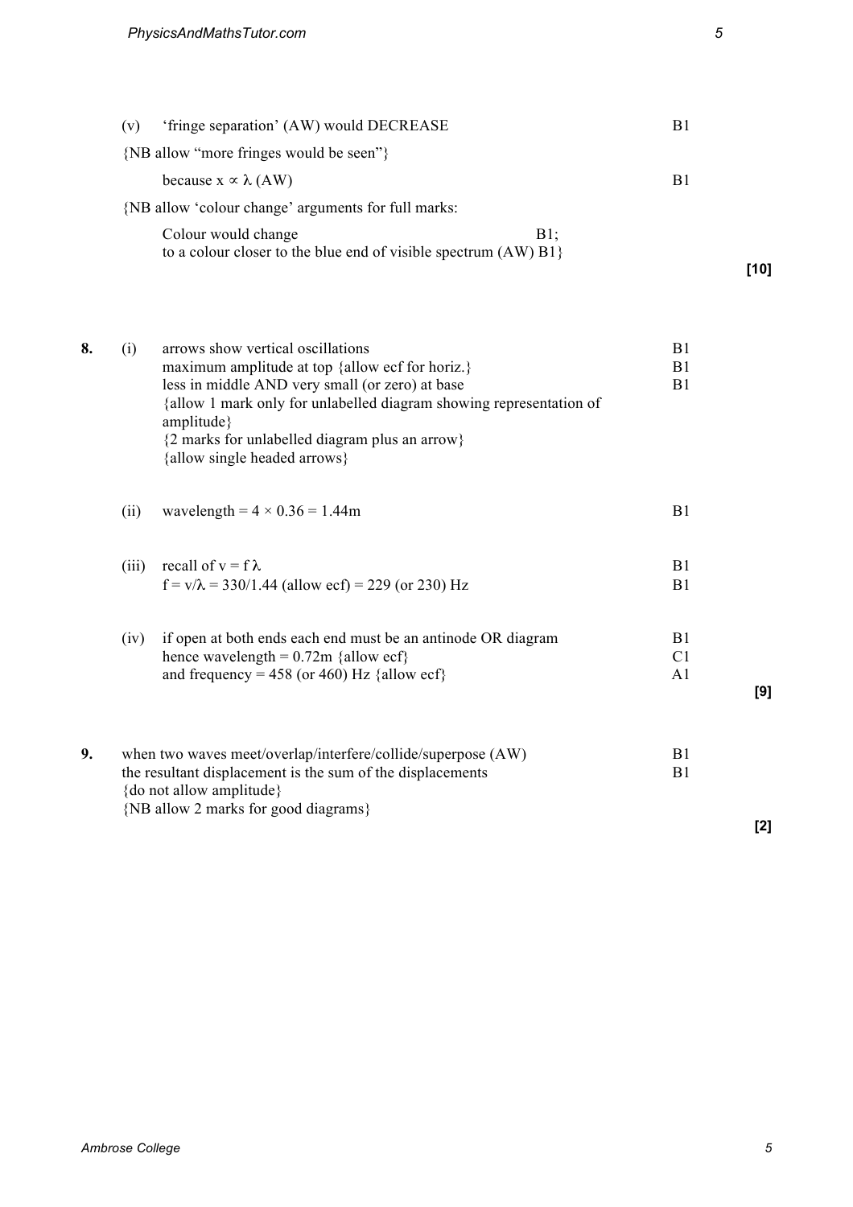(v) 'fringe separation' (AW) would DECREASE — B1

{NB allow "more fringes would be seen"}

because $x \propto \lambda$ (AW) — B1

{NB allow 'colour change' arguments for full marks:

Colour would change B1;
to a colour closer to the blue end of visible spectrum (AW) B1}

**[10]**

**8.** (i) arrows show vertical oscillations — B1
maximum amplitude at top {allow ecf for horiz.} — B1
less in middle AND very small (or zero) at base — B1
{allow 1 mark only for unlabelled diagram showing representation of amplitude}
{2 marks for unlabelled diagram plus an arrow}
{allow single headed arrows}

(ii) wavelength = $4 \times 0.36 = 1.44$m — B1

(iii) recall of $v = f\lambda$ — B1
$f = v/\lambda = 330/1.44$ (allow ecf) = 229 (or 230) Hz — B1

(iv) if open at both ends each end must be an antinode OR diagram — B1
hence wavelength = 0.72m {allow ecf} — C1
and frequency = 458 (or 460) Hz {allow ecf} — A1

**[9]**

**9.** when two waves meet/overlap/interfere/collide/superpose (AW) — B1
the resultant displacement is the sum of the displacements — B1
{do not allow amplitude}
{NB allow 2 marks for good diagrams}

**[2]**